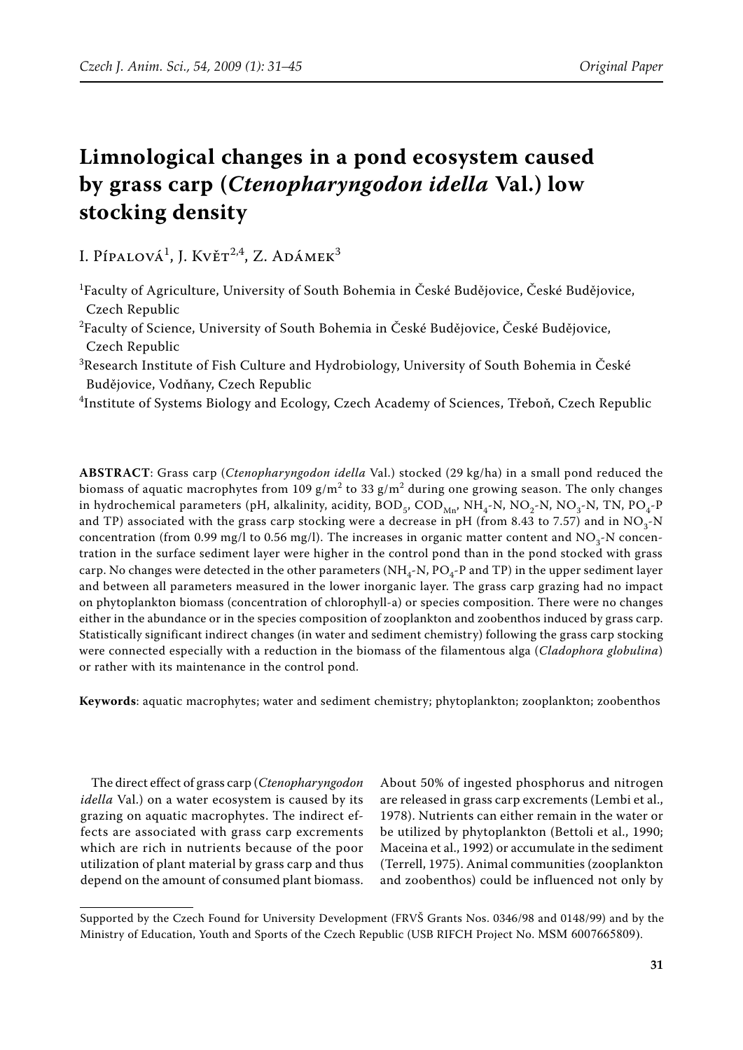# Limnological changes in a pond ecosystem caused by grass carp (*Ctenopharyngodon idella* Val.) low stocking density

I. Pípalová[1], J. Květ[2,4], Z. Adámek[3]

[1]Faculty of Agriculture, University of South Bohemia in České Budějovice, České Budějovice, Czech Republic

[2]Faculty of Science, University of South Bohemia in České Budějovice, České Budějovice, Czech Republic

[3]Research Institute of Fish Culture and Hydrobiology, University of South Bohemia in České Budějovice, Vodňany, Czech Republic

[4]Institute of Systems Biology and Ecology, Czech Academy of Sciences, Třeboň, Czech Republic

**ABSTRACT**: Grass carp (*Ctenopharyngodon idella* Val.) stocked (29 kg/ha) in a small pond reduced the biomass of aquatic macrophytes from 109 $g/m^2$ to 33 $g/m^2$ during one growing season. The only changes in hydrochemical parameters (pH, alkalinity, acidity, $BOD_5$, $COD_{Mn}$, $NH_4$-N, $NO_2$-N, $NO_3$-N, TN, $PO_4$-P and TP) associated with the grass carp stocking were a decrease in pH (from 8.43 to 7.57) and in $NO_3$-N concentration (from 0.99 mg/l to 0.56 mg/l). The increases in organic matter content and $NO_3$-N concentration in the surface sediment layer were higher in the control pond than in the pond stocked with grass carp. No changes were detected in the other parameters ($NH_4$-N, $PO_4$-P and TP) in the upper sediment layer and between all parameters measured in the lower inorganic layer. The grass carp grazing had no impact on phytoplankton biomass (concentration of chlorophyll-a) or species composition. There were no changes either in the abundance or in the species composition of zooplankton and zoobenthos induced by grass carp. Statistically significant indirect changes (in water and sediment chemistry) following the grass carp stocking were connected especially with a reduction in the biomass of the filamentous alga (*Cladophora globulina*) or rather with its maintenance in the control pond.

**Keywords**: aquatic macrophytes; water and sediment chemistry; phytoplankton; zooplankton; zoobenthos

The direct effect of grass carp (*Ctenopharyngodon idella* Val.) on a water ecosystem is caused by its grazing on aquatic macrophytes. The indirect effects are associated with grass carp excrements which are rich in nutrients because of the poor utilization of plant material by grass carp and thus depend on the amount of consumed plant biomass. About 50% of ingested phosphorus and nitrogen are released in grass carp excrements (Lembi et al., 1978). Nutrients can either remain in the water or be utilized by phytoplankton (Bettoli et al., 1990; Maceina et al., 1992) or accumulate in the sediment (Terrell, 1975). Animal communities (zooplankton and zoobenthos) could be influenced not only by

Supported by the Czech Found for University Development (FRVŠ Grants Nos. 0346/98 and 0148/99) and by the Ministry of Education, Youth and Sports of the Czech Republic (USB RIFCH Project No. MSM 6007665809).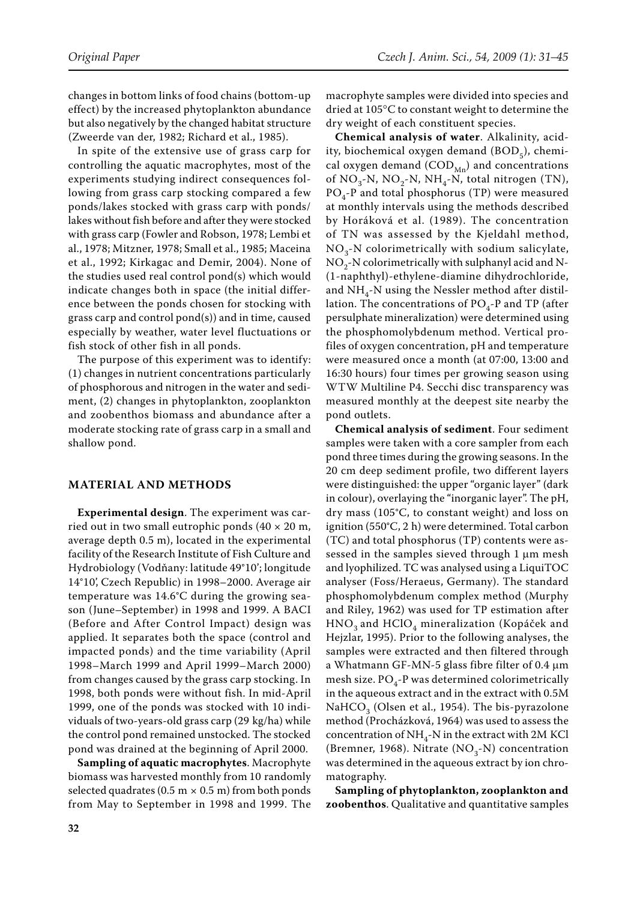changes in bottom links of food chains (bottom-up effect) by the increased phytoplankton abundance but also negatively by the changed habitat structure (Zweerde van der, 1982; Richard et al., 1985).

In spite of the extensive use of grass carp for controlling the aquatic macrophytes, most of the experiments studying indirect consequences following from grass carp stocking compared a few ponds/lakes stocked with grass carp with ponds/lakes without fish before and after they were stocked with grass carp (Fowler and Robson, 1978; Lembi et al., 1978; Mitzner, 1978; Small et al., 1985; Maceina et al., 1992; Kirkagac and Demir, 2004). None of the studies used real control pond(s) which would indicate changes both in space (the initial difference between the ponds chosen for stocking with grass carp and control pond(s)) and in time, caused especially by weather, water level fluctuations or fish stock of other fish in all ponds.

The purpose of this experiment was to identify: (1) changes in nutrient concentrations particularly of phosphorous and nitrogen in the water and sediment, (2) changes in phytoplankton, zooplankton and zoobenthos biomass and abundance after a moderate stocking rate of grass carp in a small and shallow pond.

## MATERIAL AND METHODS

**Experimental design**. The experiment was carried out in two small eutrophic ponds (40 × 20 m, average depth 0.5 m), located in the experimental facility of the Research Institute of Fish Culture and Hydrobiology (Vodňany: latitude 49°10'; longitude 14°10', Czech Republic) in 1998–2000. Average air temperature was 14.6°C during the growing season (June–September) in 1998 and 1999. A BACI (Before and After Control Impact) design was applied. It separates both the space (control and impacted ponds) and the time variability (April 1998–March 1999 and April 1999–March 2000) from changes caused by the grass carp stocking. In 1998, both ponds were without fish. In mid-April 1999, one of the ponds was stocked with 10 individuals of two-years-old grass carp (29 kg/ha) while the control pond remained unstocked. The stocked pond was drained at the beginning of April 2000.

**Sampling of aquatic macrophytes**. Macrophyte biomass was harvested monthly from 10 randomly selected quadrates (0.5 m × 0.5 m) from both ponds from May to September in 1998 and 1999. The macrophyte samples were divided into species and dried at 105°C to constant weight to determine the dry weight of each constituent species.

**Chemical analysis of water**. Alkalinity, acidity, biochemical oxygen demand ($BOD_5$), chemical oxygen demand ($COD_{Mn}$) and concentrations of $NO_3$-N, $NO_2$-N, $NH_4$-N, total nitrogen (TN), $PO_4$-P and total phosphorus (TP) were measured at monthly intervals using the methods described by Horáková et al. (1989). The concentration of TN was assessed by the Kjeldahl method, $NO_3$-N colorimetrically with sodium salicylate, $NO_2$-N colorimetrically with sulphanyl acid and N-(1-naphthyl)-ethylene-diamine dihydrochloride, and $NH_4$-N using the Nessler method after distillation. The concentrations of $PO_4$-P and TP (after persulphate mineralization) were determined using the phosphomolybdenum method. Vertical profiles of oxygen concentration, pH and temperature were measured once a month (at 07:00, 13:00 and 16:30 hours) four times per growing season using WTW Multiline P4. Secchi disc transparency was measured monthly at the deepest site nearby the pond outlets.

**Chemical analysis of sediment**. Four sediment samples were taken with a core sampler from each pond three times during the growing seasons. In the 20 cm deep sediment profile, two different layers were distinguished: the upper "organic layer" (dark in colour), overlaying the "inorganic layer". The pH, dry mass (105°C, to constant weight) and loss on ignition (550°C, 2 h) were determined. Total carbon (TC) and total phosphorus (TP) contents were assessed in the samples sieved through 1 µm mesh and lyophilized. TC was analysed using a LiquiTOC analyser (Foss/Heraeus, Germany). The standard phosphomolybdenum complex method (Murphy and Riley, 1962) was used for TP estimation after $HNO_3$ and $HClO_4$ mineralization (Kopáček and Hejzlar, 1995). Prior to the following analyses, the samples were extracted and then filtered through a Whatmann GF-MN-5 glass fibre filter of 0.4 µm mesh size. $PO_4$-P was determined colorimetrically in the aqueous extract and in the extract with 0.5M $NaHCO_3$ (Olsen et al., 1954). The bis-pyrazolone method (Procházková, 1964) was used to assess the concentration of $NH_4$-N in the extract with 2M KCl (Bremner, 1968). Nitrate ($NO_3$-N) concentration was determined in the aqueous extract by ion chromatography.

**Sampling of phytoplankton, zooplankton and zoobenthos**. Qualitative and quantitative samples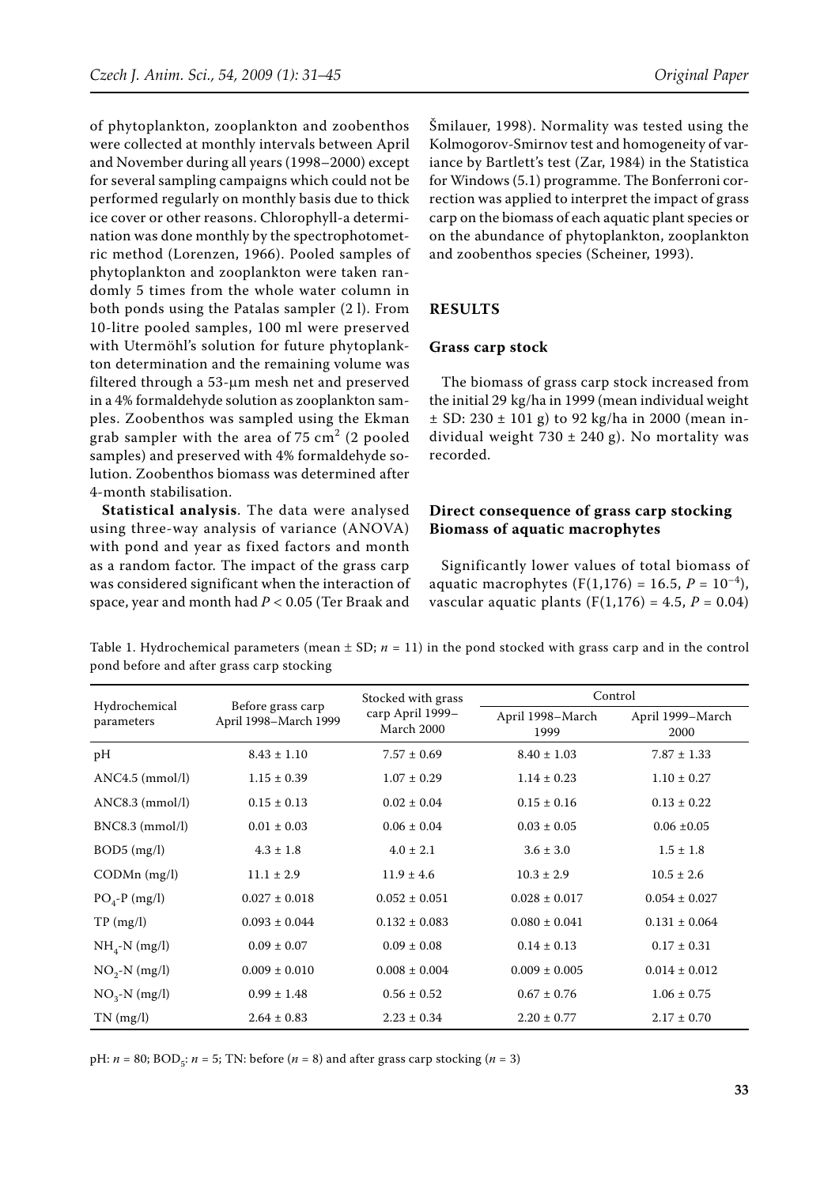of phytoplankton, zooplankton and zoobenthos were collected at monthly intervals between April and November during all years (1998–2000) except for several sampling campaigns which could not be performed regularly on monthly basis due to thick ice cover or other reasons. Chlorophyll-a determination was done monthly by the spectrophotometric method (Lorenzen, 1966). Pooled samples of phytoplankton and zooplankton were taken randomly 5 times from the whole water column in both ponds using the Patalas sampler (2 l). From 10-litre pooled samples, 100 ml were preserved with Utermöhl's solution for future phytoplankton determination and the remaining volume was filtered through a 53-μm mesh net and preserved in a 4% formaldehyde solution as zooplankton samples. Zoobenthos was sampled using the Ekman grab sampler with the area of 75 $cm^2$ (2 pooled samples) and preserved with 4% formaldehyde solution. Zoobenthos biomass was determined after 4-month stabilisation.

**Statistical analysis**. The data were analysed using three-way analysis of variance (ANOVA) with pond and year as fixed factors and month as a random factor. The impact of the grass carp was considered significant when the interaction of space, year and month had $P < 0.05$ (Ter Braak and Šmilauer, 1998). Normality was tested using the Kolmogorov-Smirnov test and homogeneity of variance by Bartlett's test (Zar, 1984) in the Statistica for Windows (5.1) programme. The Bonferroni correction was applied to interpret the impact of grass carp on the biomass of each aquatic plant species or on the abundance of phytoplankton, zooplankton and zoobenthos species (Scheiner, 1993).

## RESULTS

### Grass carp stock

The biomass of grass carp stock increased from the initial 29 kg/ha in 1999 (mean individual weight ± SD: 230 ± 101 g) to 92 kg/ha in 2000 (mean individual weight 730 ± 240 g). No mortality was recorded.

### Direct consequence of grass carp stocking
### Biomass of aquatic macrophytes

Significantly lower values of total biomass of aquatic macrophytes ($F(1,176) = 16.5$, $P = 10^{-4}$), vascular aquatic plants ($F(1,176) = 4.5$, $P = 0.04$)

Table 1. Hydrochemical parameters (mean ± SD; $n = 11$) in the pond stocked with grass carp and in the control pond before and after grass carp stocking

| Hydrochemical parameters | Before grass carp April 1998–March 1999 | Stocked with grass carp April 1999–March 2000 | Control | |
|---|---|---|---|---|
| | | | April 1998–March 1999 | April 1999–March 2000 |
| pH | 8.43 ± 1.10 | 7.57 ± 0.69 | 8.40 ± 1.03 | 7.87 ± 1.33 |
| ANC4.5 (mmol/l) | 1.15 ± 0.39 | 1.07 ± 0.29 | 1.14 ± 0.23 | 1.10 ± 0.27 |
| ANC8.3 (mmol/l) | 0.15 ± 0.13 | 0.02 ± 0.04 | 0.15 ± 0.16 | 0.13 ± 0.22 |
| BNC8.3 (mmol/l) | 0.01 ± 0.03 | 0.06 ± 0.04 | 0.03 ± 0.05 | 0.06 ±0.05 |
| BOD5 (mg/l) | 4.3 ± 1.8 | 4.0 ± 2.1 | 3.6 ± 3.0 | 1.5 ± 1.8 |
| CODMn (mg/l) | 11.1 ± 2.9 | 11.9 ± 4.6 | 10.3 ± 2.9 | 10.5 ± 2.6 |
| $PO_4$-P (mg/l) | 0.027 ± 0.018 | 0.052 ± 0.051 | 0.028 ± 0.017 | 0.054 ± 0.027 |
| TP (mg/l) | 0.093 ± 0.044 | 0.132 ± 0.083 | 0.080 ± 0.041 | 0.131 ± 0.064 |
| $NH_4$-N (mg/l) | 0.09 ± 0.07 | 0.09 ± 0.08 | 0.14 ± 0.13 | 0.17 ± 0.31 |
| $NO_2$-N (mg/l) | 0.009 ± 0.010 | 0.008 ± 0.004 | 0.009 ± 0.005 | 0.014 ± 0.012 |
| $NO_3$-N (mg/l) | 0.99 ± 1.48 | 0.56 ± 0.52 | 0.67 ± 0.76 | 1.06 ± 0.75 |
| TN (mg/l) | 2.64 ± 0.83 | 2.23 ± 0.34 | 2.20 ± 0.77 | 2.17 ± 0.70 |

pH: $n = 80$; $BOD_5$: $n = 5$; TN: before ($n = 8$) and after grass carp stocking ($n = 3$)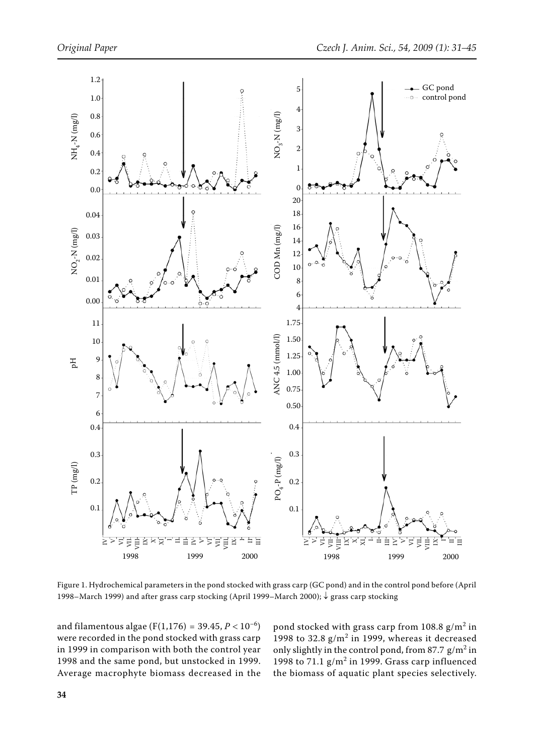Figure 1. Hydrochemical parameters in the pond stocked with grass carp (GC pond) and in the control pond before (April 1998–March 1999) and after grass carp stocking (April 1999–March 2000); ↓ grass carp stocking

and filamentous algae ($F(1,176) = 39.45$, $P < 10^{-6}$) were recorded in the pond stocked with grass carp in 1999 in comparison with both the control year 1998 and the same pond, but unstocked in 1999. Average macrophyte biomass decreased in the pond stocked with grass carp from 108.8 $g/m^2$ in 1998 to 32.8 $g/m^2$ in 1999, whereas it decreased only slightly in the control pond, from 87.7 $g/m^2$ in 1998 to 71.1 $g/m^2$ in 1999. Grass carp influenced the biomass of aquatic plant species selectively.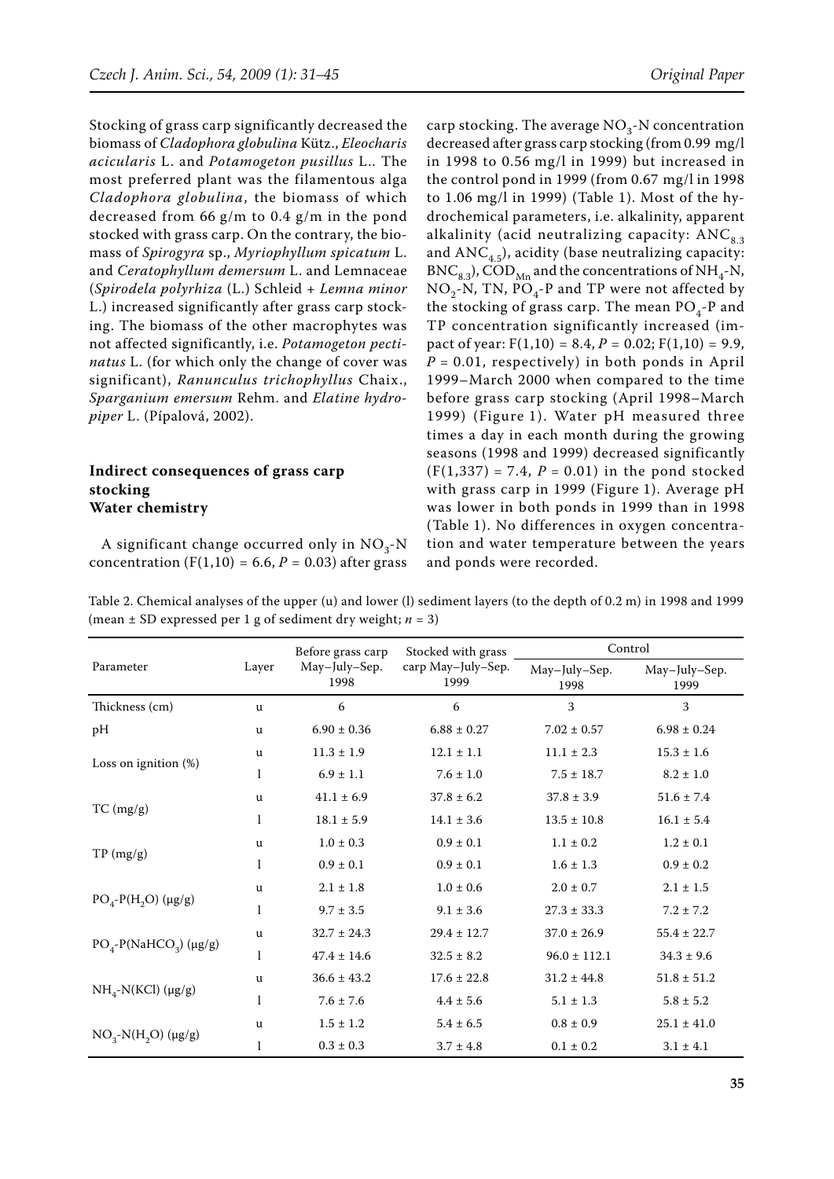Stocking of grass carp significantly decreased the biomass of *Cladophora globulina* Kütz., *Eleocharis acicularis* L. and *Potamogeton pusillus* L.. The most preferred plant was the filamentous alga *Cladophora globulina*, the biomass of which decreased from 66 g/m to 0.4 g/m in the pond stocked with grass carp. On the contrary, the biomass of *Spirogyra* sp., *Myriophyllum spicatum* L. and *Ceratophyllum demersum* L. and Lemnaceae (*Spirodela polyrhiza* (L.) Schleid + *Lemna minor* L.) increased significantly after grass carp stocking. The biomass of the other macrophytes was not affected significantly, i.e. *Potamogeton pectinatus* L. (for which only the change of cover was significant), *Ranunculus trichophyllus* Chaix., *Sparganium emersum* Rehm. and *Elatine hydropiper* L. (Pípalová, 2002).

### Indirect consequences of grass carp stocking

#### Water chemistry

A significant change occurred only in $NO_3$-N concentration ($F(1,10) = 6.6$, $P = 0.03$) after grass carp stocking. The average $NO_3$-N concentration decreased after grass carp stocking (from 0.99 mg/l in 1998 to 0.56 mg/l in 1999) but increased in the control pond in 1999 (from 0.67 mg/l in 1998 to 1.06 mg/l in 1999) (Table 1). Most of the hydrochemical parameters, i.e. alkalinity, apparent alkalinity (acid neutralizing capacity: $ANC_{8.3}$ and $ANC_{4.5}$), acidity (base neutralizing capacity: $BNC_{8.3}$), $COD_{Mn}$ and the concentrations of $NH_4$-N, $NO_2$-N, TN, $PO_4$-P and TP were not affected by the stocking of grass carp. The mean $PO_4$-P and TP concentration significantly increased (impact of year: $F(1,10) = 8.4$, $P = 0.02$; $F(1,10) = 9.9$, $P = 0.01$, respectively) in both ponds in April 1999–March 2000 when compared to the time before grass carp stocking (April 1998–March 1999) (Figure 1). Water pH measured three times a day in each month during the growing seasons (1998 and 1999) decreased significantly ($F(1,337) = 7.4$, $P = 0.01$) in the pond stocked with grass carp in 1999 (Figure 1). Average pH was lower in both ponds in 1999 than in 1998 (Table 1). No differences in oxygen concentration and water temperature between the years and ponds were recorded.

Table 2. Chemical analyses of the upper (u) and lower (l) sediment layers (to the depth of 0.2 m) in 1998 and 1999 (mean ± SD expressed per 1 g of sediment dry weight; $n = 3$)

| Parameter | Layer | Before grass carp May–July–Sep. 1998 | Stocked with grass carp May–July–Sep. 1999 | Control | |
|---|---|---|---|---|---|
| | | | | May–July–Sep. 1998 | May–July–Sep. 1999 |
| Thickness (cm) | u | 6 | 6 | 3 | 3 |
| pH | u | 6.90 ± 0.36 | 6.88 ± 0.27 | 7.02 ± 0.57 | 6.98 ± 0.24 |
| Loss on ignition (%) | u | 11.3 ± 1.9 | 12.1 ± 1.1 | 11.1 ± 2.3 | 15.3 ± 1.6 |
| | l | 6.9 ± 1.1 | 7.6 ± 1.0 | 7.5 ± 18.7 | 8.2 ± 1.0 |
| TC (mg/g) | u | 41.1 ± 6.9 | 37.8 ± 6.2 | 37.8 ± 3.9 | 51.6 ± 7.4 |
| | l | 18.1 ± 5.9 | 14.1 ± 3.6 | 13.5 ± 10.8 | 16.1 ± 5.4 |
| TP (mg/g) | u | 1.0 ± 0.3 | 0.9 ± 0.1 | 1.1 ± 0.2 | 1.2 ± 0.1 |
| | l | 0.9 ± 0.1 | 0.9 ± 0.1 | 1.6 ± 1.3 | 0.9 ± 0.2 |
| $PO_4$-P($H_2O$) (µg/g) | u | 2.1 ± 1.8 | 1.0 ± 0.6 | 2.0 ± 0.7 | 2.1 ± 1.5 |
| | l | 9.7 ± 3.5 | 9.1 ± 3.6 | 27.3 ± 33.3 | 7.2 ± 7.2 |
| $PO_4$-P($NaHCO_3$) (µg/g) | u | 32.7 ± 24.3 | 29.4 ± 12.7 | 37.0 ± 26.9 | 55.4 ± 22.7 |
| | l | 47.4 ± 14.6 | 32.5 ± 8.2 | 96.0 ± 112.1 | 34.3 ± 9.6 |
| $NH_4$-N(KCl) (µg/g) | u | 36.6 ± 43.2 | 17.6 ± 22.8 | 31.2 ± 44.8 | 51.8 ± 51.2 |
| | l | 7.6 ± 7.6 | 4.4 ± 5.6 | 5.1 ± 1.3 | 5.8 ± 5.2 |
| $NO_3$-N($H_2O$) (µg/g) | u | 1.5 ± 1.2 | 5.4 ± 6.5 | 0.8 ± 0.9 | 25.1 ± 41.0 |
| | l | 0.3 ± 0.3 | 3.7 ± 4.8 | 0.1 ± 0.2 | 3.1 ± 4.1 |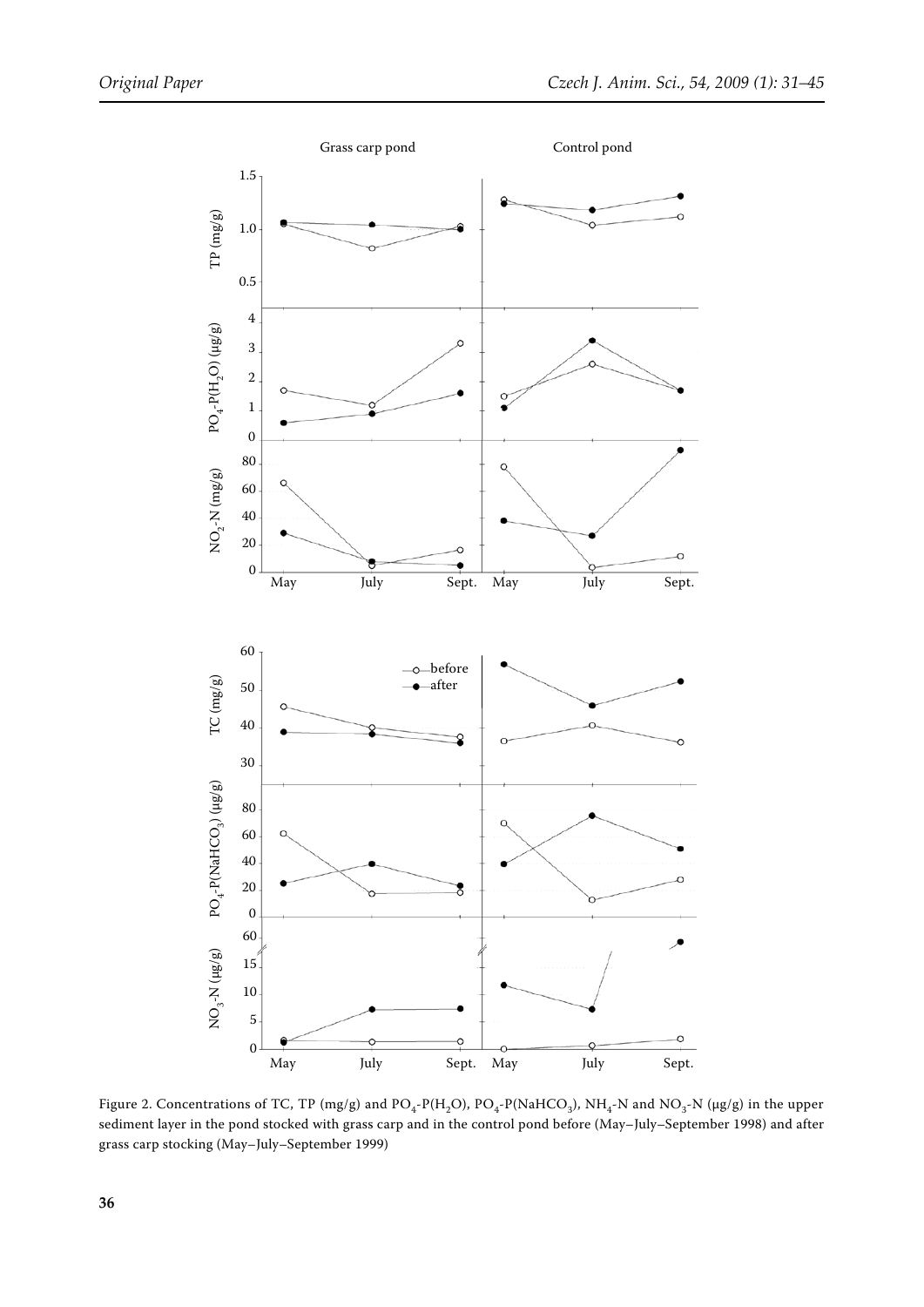Figure 2. Concentrations of TC, TP (mg/g) and $PO_4$-P($H_2O$), $PO_4$-P($NaHCO_3$), $NH_4$-N and $NO_3$-N (μg/g) in the upper sediment layer in the pond stocked with grass carp and in the control pond before (May–July–September 1998) and after grass carp stocking (May–July–September 1999)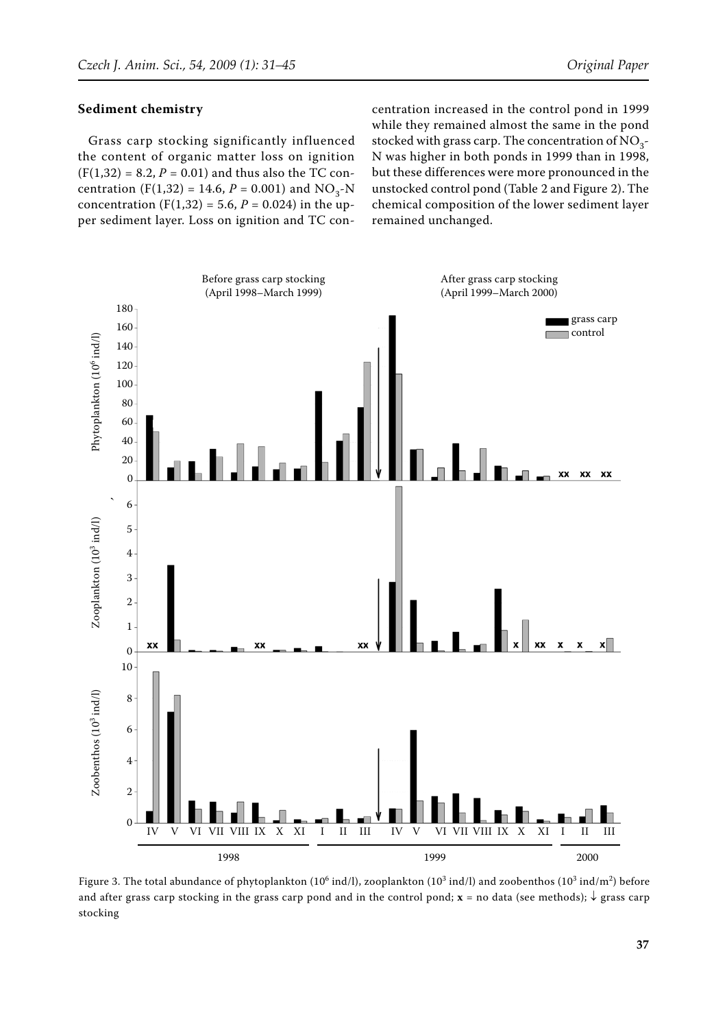### Sediment chemistry

Grass carp stocking significantly influenced the content of organic matter loss on ignition ($F(1,32) = 8.2$, $P = 0.01$) and thus also the TC concentration ($F(1,32) = 14.6$, $P = 0.001$) and $NO_3$-N concentration ($F(1,32) = 5.6$, $P = 0.024$) in the upper sediment layer. Loss on ignition and TC concentration increased in the control pond in 1999 while they remained almost the same in the pond stocked with grass carp. The concentration of $NO_3$-N was higher in both ponds in 1999 than in 1998, but these differences were more pronounced in the unstocked control pond (Table 2 and Figure 2). The chemical composition of the lower sediment layer remained unchanged.

Figure 3. The total abundance of phytoplankton ($10^6$ ind/l), zooplankton ($10^3$ ind/l) and zoobenthos ($10^3$ ind/m$^2$) before and after grass carp stocking in the grass carp pond and in the control pond; **x** = no data (see methods); ↓ grass carp stocking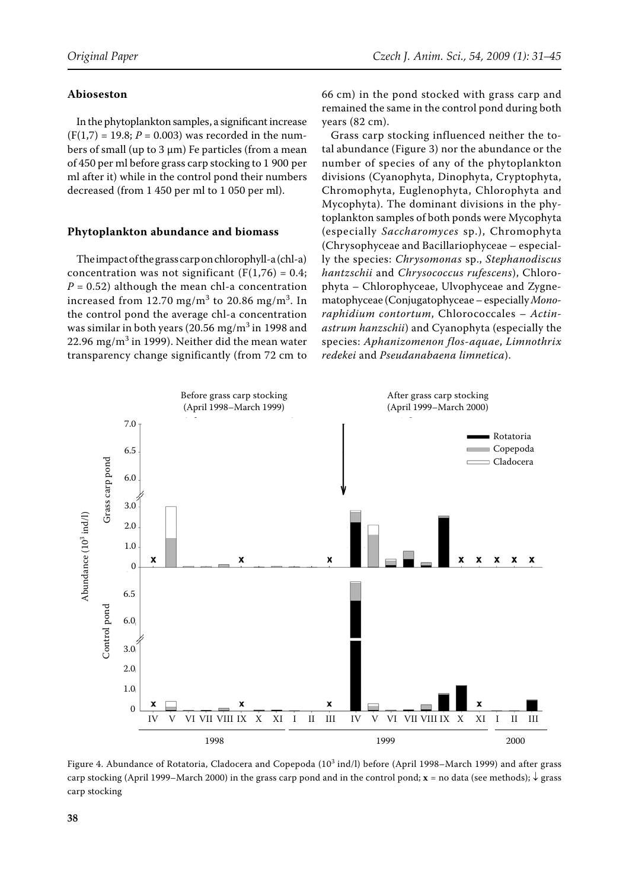### Abioseston

In the phytoplankton samples, a significant increase ($F(1,7) = 19.8$; $P = 0.003$) was recorded in the numbers of small (up to 3 μm) Fe particles (from a mean of 450 per ml before grass carp stocking to 1 900 per ml after it) while in the control pond their numbers decreased (from 1 450 per ml to 1 050 per ml).

### Phytoplankton abundance and biomass

The impact of the grass carp on chlorophyll-a (chl-a) concentration was not significant ($F(1,76) = 0.4$; $P = 0.52$) although the mean chl-a concentration increased from 12.70 mg/m$^3$ to 20.86 mg/m$^3$. In the control pond the average chl-a concentration was similar in both years (20.56 mg/m$^3$ in 1998 and 22.96 mg/m$^3$ in 1999). Neither did the mean water transparency change significantly (from 72 cm to 66 cm) in the pond stocked with grass carp and remained the same in the control pond during both years (82 cm).

Grass carp stocking influenced neither the total abundance (Figure 3) nor the abundance or the number of species of any of the phytoplankton divisions (Cyanophyta, Dinophyta, Cryptophyta, Chromophyta, Euglenophyta, Chlorophyta and Mycophyta). The dominant divisions in the phytoplankton samples of both ponds were Mycophyta (especially *Saccharomyces* sp.), Chromophyta (Chrysophyceae and Bacillariophyceae – especially the species: *Chrysomonas* sp., *Stephanodiscus hantzschii* and *Chrysococcus rufescens*), Chlorophyta – Chlorophyceae, Ulvophyceae and Zygnematophyceae (Conjugatophyceae – especially *Monoraphidium contortum*, Chlorococcales – *Actinastrum hanzschii*) and Cyanophyta (especially the species: *Aphanizomenon flos-aquae*, *Limnothrix redekei* and *Pseudanabaena limnetica*).

Figure 4. Abundance of Rotatoria, Cladocera and Copepoda (10$^3$ ind/l) before (April 1998–March 1999) and after grass carp stocking (April 1999–March 2000) in the grass carp pond and in the control pond; **x** = no data (see methods); ↓ grass carp stocking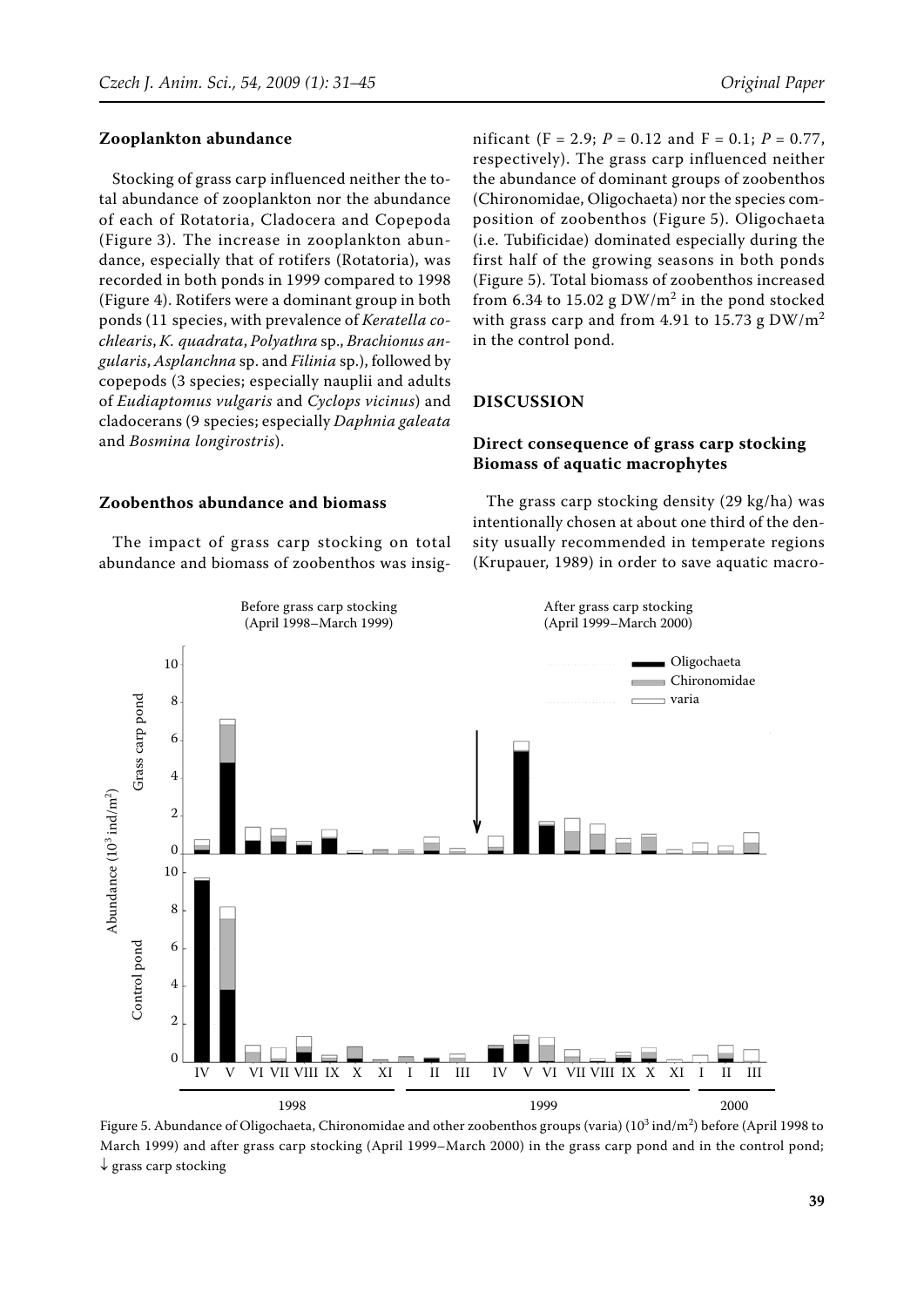### Zooplankton abundance

Stocking of grass carp influenced neither the total abundance of zooplankton nor the abundance of each of Rotatoria, Cladocera and Copepoda (Figure 3). The increase in zooplankton abundance, especially that of rotifers (Rotatoria), was recorded in both ponds in 1999 compared to 1998 (Figure 4). Rotifers were a dominant group in both ponds (11 species, with prevalence of *Keratella cochlearis*, *K. quadrata*, *Polyathra* sp., *Brachionus angularis*, *Asplanchna* sp. and *Filinia* sp.), followed by copepods (3 species; especially nauplii and adults of *Eudiaptomus vulgaris* and *Cyclops vicinus*) and cladocerans (9 species; especially *Daphnia galeata* and *Bosmina longirostris*).

### Zoobenthos abundance and biomass

The impact of grass carp stocking on total abundance and biomass of zoobenthos was insignificant (F = 2.9; $P = 0.12$ and F = 0.1; $P = 0.77$, respectively). The grass carp influenced neither the abundance of dominant groups of zoobenthos (Chironomidae, Oligochaeta) nor the species composition of zoobenthos (Figure 5). Oligochaeta (i.e. Tubificidae) dominated especially during the first half of the growing seasons in both ponds (Figure 5). Total biomass of zoobenthos increased from 6.34 to 15.02 g DW/m$^2$ in the pond stocked with grass carp and from 4.91 to 15.73 g DW/m$^2$ in the control pond.

## DISCUSSION

### Direct consequence of grass carp stocking
### Biomass of aquatic macrophytes

The grass carp stocking density (29 kg/ha) was intentionally chosen at about one third of the density usually recommended in temperate regions (Krupauer, 1989) in order to save aquatic macro-

Figure 5. Abundance of Oligochaeta, Chironomidae and other zoobenthos groups (varia) ($10^3$ ind/m$^2$) before (April 1998 to March 1999) and after grass carp stocking (April 1999–March 2000) in the grass carp pond and in the control pond; ↓ grass carp stocking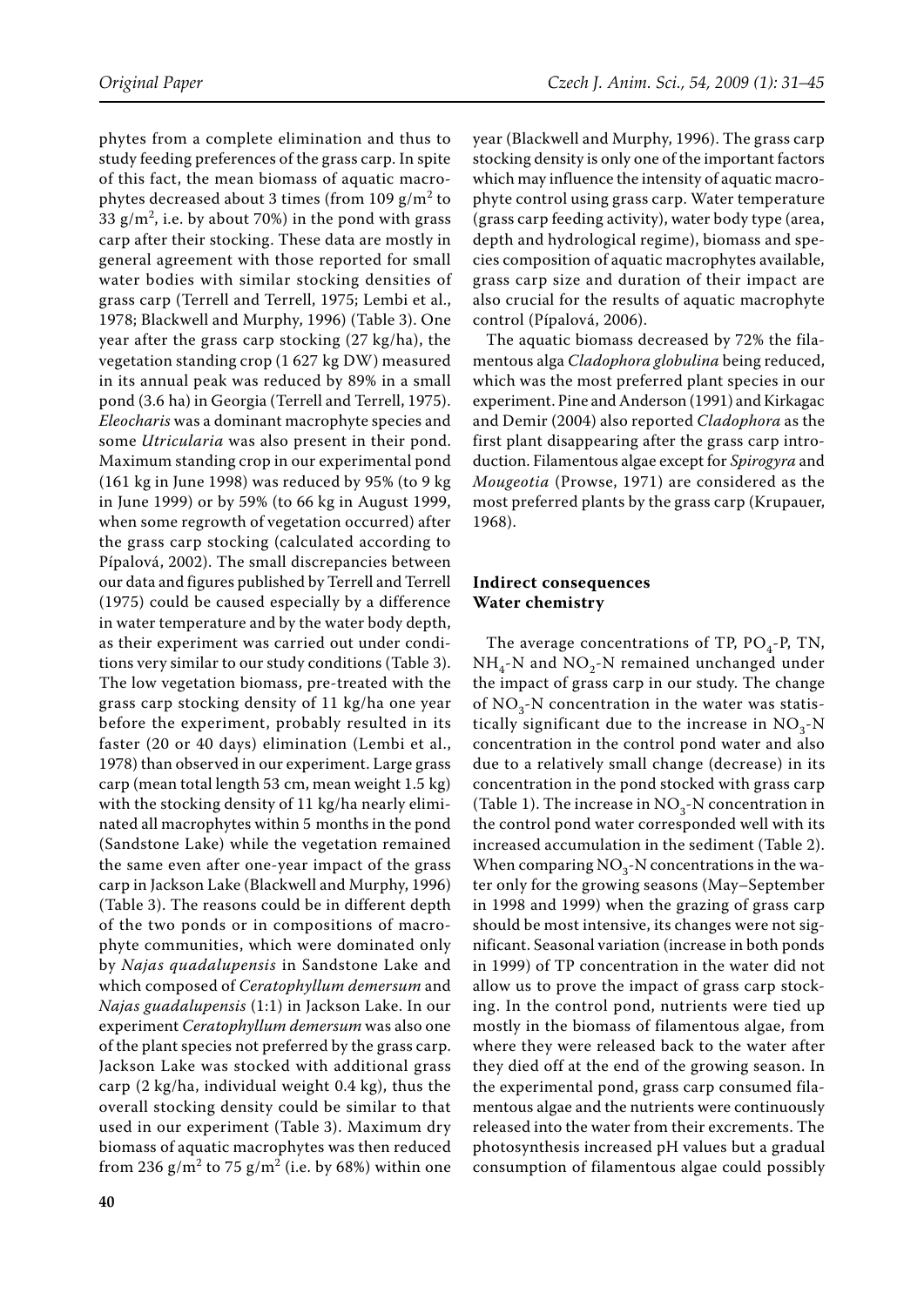phytes from a complete elimination and thus to study feeding preferences of the grass carp. In spite of this fact, the mean biomass of aquatic macrophytes decreased about 3 times (from 109 $g/m^2$ to 33 $g/m^2$, i.e. by about 70%) in the pond with grass carp after their stocking. These data are mostly in general agreement with those reported for small water bodies with similar stocking densities of grass carp (Terrell and Terrell, 1975; Lembi et al., 1978; Blackwell and Murphy, 1996) (Table 3). One year after the grass carp stocking (27 kg/ha), the vegetation standing crop (1 627 kg DW) measured in its annual peak was reduced by 89% in a small pond (3.6 ha) in Georgia (Terrell and Terrell, 1975). *Eleocharis* was a dominant macrophyte species and some *Utricularia* was also present in their pond. Maximum standing crop in our experimental pond (161 kg in June 1998) was reduced by 95% (to 9 kg in June 1999) or by 59% (to 66 kg in August 1999, when some regrowth of vegetation occurred) after the grass carp stocking (calculated according to Pípalová, 2002). The small discrepancies between our data and figures published by Terrell and Terrell (1975) could be caused especially by a difference in water temperature and by the water body depth, as their experiment was carried out under conditions very similar to our study conditions (Table 3). The low vegetation biomass, pre-treated with the grass carp stocking density of 11 kg/ha one year before the experiment, probably resulted in its faster (20 or 40 days) elimination (Lembi et al., 1978) than observed in our experiment. Large grass carp (mean total length 53 cm, mean weight 1.5 kg) with the stocking density of 11 kg/ha nearly eliminated all macrophytes within 5 months in the pond (Sandstone Lake) while the vegetation remained the same even after one-year impact of the grass carp in Jackson Lake (Blackwell and Murphy, 1996) (Table 3). The reasons could be in different depth of the two ponds or in compositions of macrophyte communities, which were dominated only by *Najas quadalupensis* in Sandstone Lake and which composed of *Ceratophyllum demersum* and *Najas guadalupensis* (1:1) in Jackson Lake. In our experiment *Ceratophyllum demersum* was also one of the plant species not preferred by the grass carp. Jackson Lake was stocked with additional grass carp (2 kg/ha, individual weight 0.4 kg), thus the overall stocking density could be similar to that used in our experiment (Table 3). Maximum dry biomass of aquatic macrophytes was then reduced from 236 $g/m^2$ to 75 $g/m^2$ (i.e. by 68%) within one year (Blackwell and Murphy, 1996). The grass carp stocking density is only one of the important factors which may influence the intensity of aquatic macrophyte control using grass carp. Water temperature (grass carp feeding activity), water body type (area, depth and hydrological regime), biomass and species composition of aquatic macrophytes available, grass carp size and duration of their impact are also crucial for the results of aquatic macrophyte control (Pípalová, 2006).

The aquatic biomass decreased by 72% the filamentous alga *Cladophora globulina* being reduced, which was the most preferred plant species in our experiment. Pine and Anderson (1991) and Kirkagac and Demir (2004) also reported *Cladophora* as the first plant disappearing after the grass carp introduction. Filamentous algae except for *Spirogyra* and *Mougeotia* (Prowse, 1971) are considered as the most preferred plants by the grass carp (Krupauer, 1968).

### Indirect consequences
### Water chemistry

The average concentrations of TP, $PO_4$-P, TN, $NH_4$-N and $NO_2$-N remained unchanged under the impact of grass carp in our study. The change of $NO_3$-N concentration in the water was statistically significant due to the increase in $NO_3$-N concentration in the control pond water and also due to a relatively small change (decrease) in its concentration in the pond stocked with grass carp (Table 1). The increase in $NO_3$-N concentration in the control pond water corresponded well with its increased accumulation in the sediment (Table 2). When comparing $NO_3$-N concentrations in the water only for the growing seasons (May–September in 1998 and 1999) when the grazing of grass carp should be most intensive, its changes were not significant. Seasonal variation (increase in both ponds in 1999) of TP concentration in the water did not allow us to prove the impact of grass carp stocking. In the control pond, nutrients were tied up mostly in the biomass of filamentous algae, from where they were released back to the water after they died off at the end of the growing season. In the experimental pond, grass carp consumed filamentous algae and the nutrients were continuously released into the water from their excrements. The photosynthesis increased pH values but a gradual consumption of filamentous algae could possibly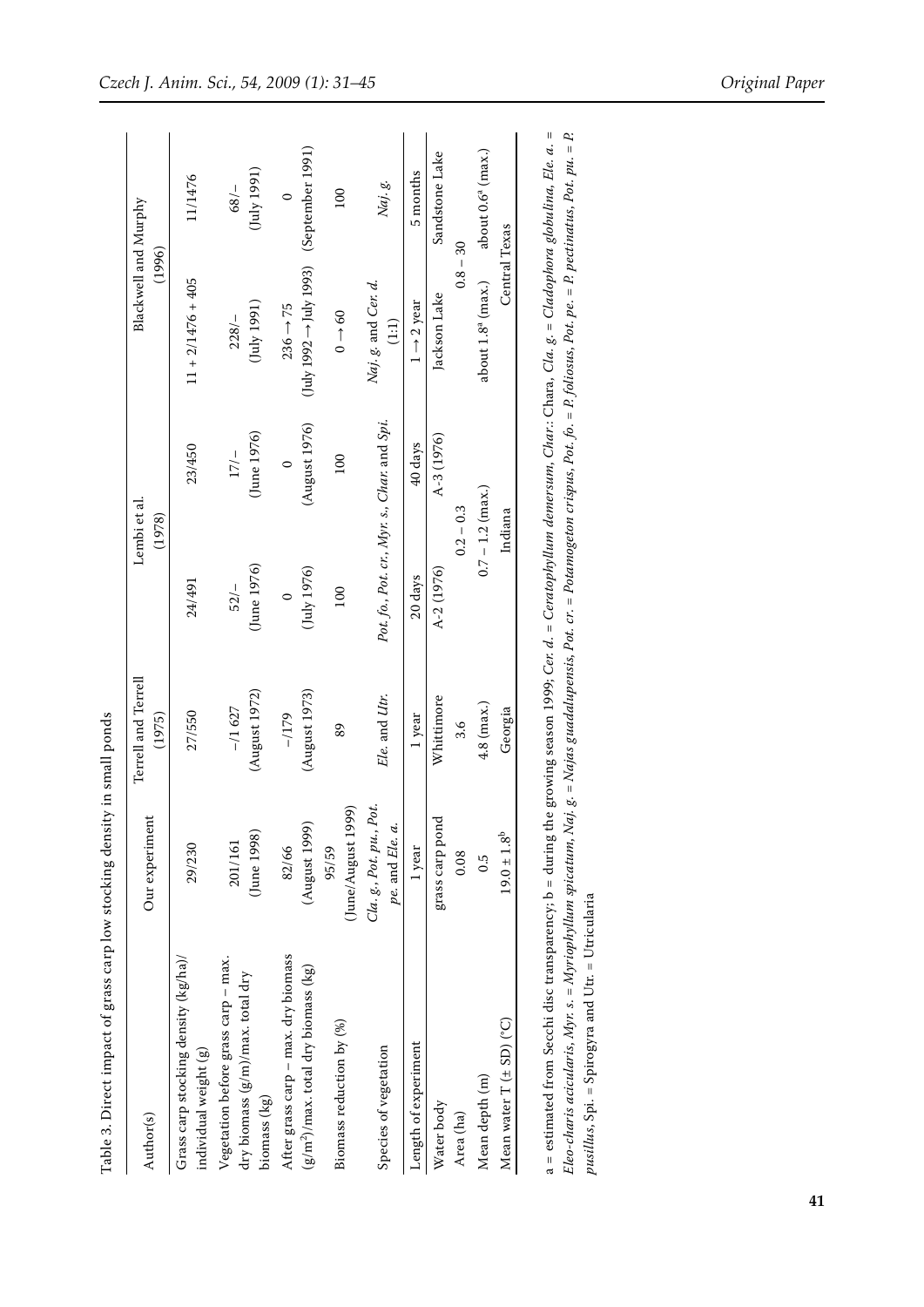Table 3. Direct impact of grass carp low stocking density in small ponds

| Author(s) | Our experiment | Terrell and Terrell (1975) | Lembi et al. (1978) | | Blackwell and Murphy (1996) | |
|---|---|---|---|---|---|---|
| Grass carp stocking density (kg/ha)/ individual weight (g) | 29/230 | 27/550 | 24/491 | 23/450 | 11 + 2/1476 + 405 | 11/1476 |
| Vegetation before grass carp – max. dry biomass (g/m)/max. total dry biomass (kg) | 201/161 (June 1998) | –/1 627 (August 1972) | 52/– (June 1976) | 17/– (June 1976) | 228/– (July 1991) | 68/– (July 1991) |
| After grass carp – max. dry biomass ($g/m^2$)/max. total dry biomass (kg) | 82/66 (August 1999) | –/179 (August 1973) | 0 (July 1976) | 0 (August 1976) | 236 → 75 (July 1992 → July 1993) | 0 (September 1991) |
| Biomass reduction by (%) | 95/59 (June/August 1999) | 89 | 100 | 100 | 0 → 60 | 100 |
| Species of vegetation | *Cla. g.*, *Pot. pu.*, *Pot. pe.* and *Ele. a.* | *Ele.* and *Utr.* | *Pot. fo.*, *Pot. cr.*, *Myr. s.*, *Char.* and *Spi.* | | *Naj. g.* and *Cer. d.* (1:1) | *Naj. g.* |
| Length of experiment | 1 year | 1 year | 20 days | 40 days | 1 → 2 year | 5 months |
| Water body | grass carp pond | Whittimore | A-2 (1976) | A-3 (1976) | Jackson Lake | Sandstone Lake |
| Area (ha) | 0.08 | 3.6 | 0.2 – 0.3 | | 0.8 – 30 | |
| Mean depth (m) | 0.5 | 4.8 (max.) | 0.7 – 1.2 (max.) | | about 1.8[a] (max.) | about 0.6[a] (max.) |
| Mean water T (± SD) (°C) | 19.0 ± 1.8[b] | Georgia | Indiana | | Central Texas | |

a = estimated from Secchi disc transparency; b = during the growing season 1999; *Cer. d.* = *Ceratophyllum demersum*, *Char.*: Chara, *Cla. g.* = *Cladophora globulina*, *Ele. a.* = *Eleo-charis acicularis*, *Myr. s.* = *Myriophyllum spicatum*, *Naj. g.* = *Najas guadalupensis*, *Pot. cr.* = *Potamogeton crispus*, *Pot. fo.* = *P. foliosus*, *Pot. pe.* = *P. pectinatus*, *Pot. pu.* = *P. pusillus*, Spi. = Spirogyra and Utr. = Utricularia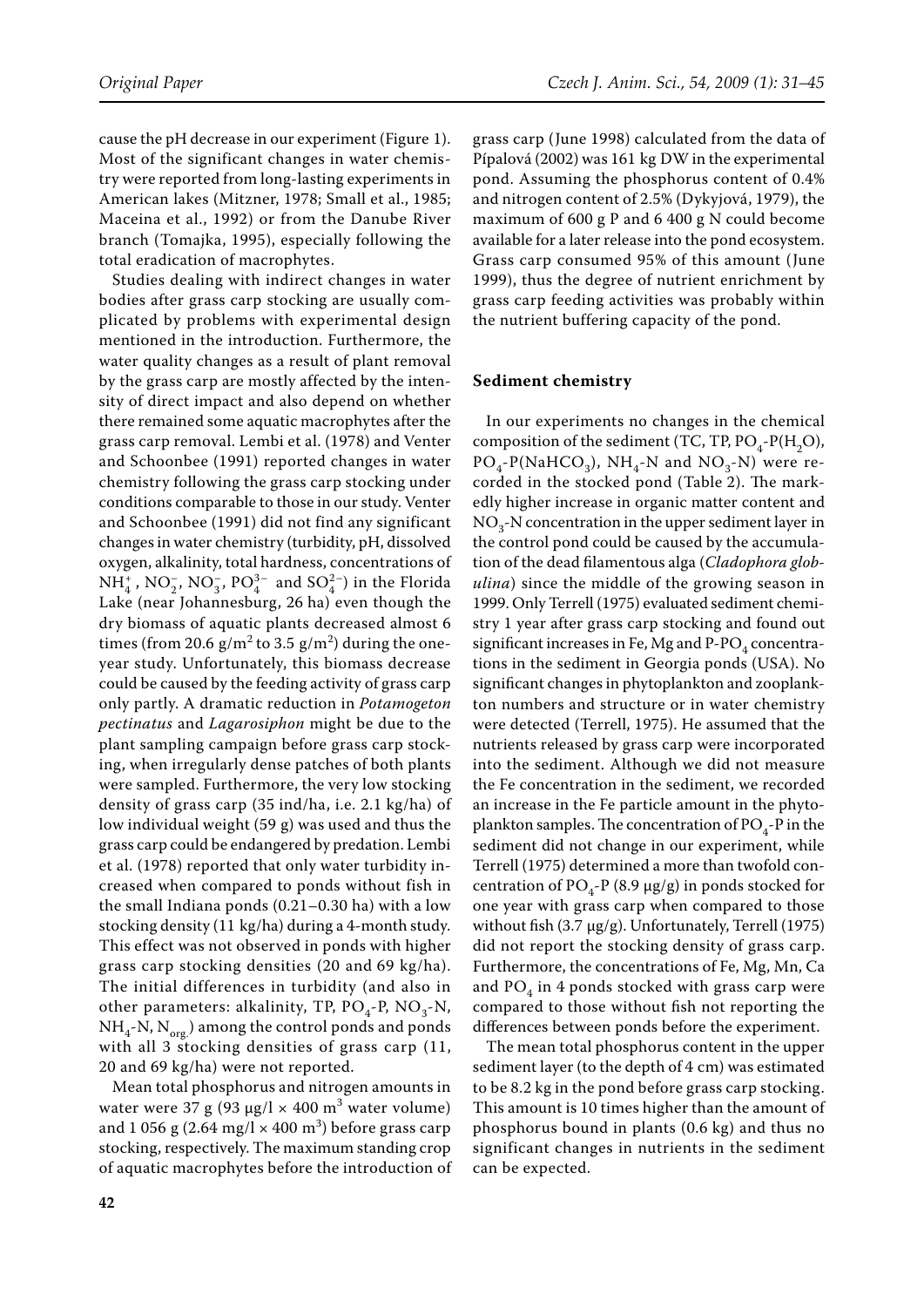cause the pH decrease in our experiment (Figure 1). Most of the significant changes in water chemistry were reported from long-lasting experiments in American lakes (Mitzner, 1978; Small et al., 1985; Maceina et al., 1992) or from the Danube River branch (Tomajka, 1995), especially following the total eradication of macrophytes.

Studies dealing with indirect changes in water bodies after grass carp stocking are usually complicated by problems with experimental design mentioned in the introduction. Furthermore, the water quality changes as a result of plant removal by the grass carp are mostly affected by the intensity of direct impact and also depend on whether there remained some aquatic macrophytes after the grass carp removal. Lembi et al. (1978) and Venter and Schoonbee (1991) reported changes in water chemistry following the grass carp stocking under conditions comparable to those in our study. Venter and Schoonbee (1991) did not find any significant changes in water chemistry (turbidity, pH, dissolved oxygen, alkalinity, total hardness, concentrations of $NH_4^+$, $NO_2^-$, $NO_3^-$, $PO_4^{3-}$ and $SO_4^{2-}$) in the Florida Lake (near Johannesburg, 26 ha) even though the dry biomass of aquatic plants decreased almost 6 times (from 20.6 g/m$^2$ to 3.5 g/m$^2$) during the one-year study. Unfortunately, this biomass decrease could be caused by the feeding activity of grass carp only partly. A dramatic reduction in *Potamogeton pectinatus* and *Lagarosiphon* might be due to the plant sampling campaign before grass carp stocking, when irregularly dense patches of both plants were sampled. Furthermore, the very low stocking density of grass carp (35 ind/ha, i.e. 2.1 kg/ha) of low individual weight (59 g) was used and thus the grass carp could be endangered by predation. Lembi et al. (1978) reported that only water turbidity increased when compared to ponds without fish in the small Indiana ponds (0.21–0.30 ha) with a low stocking density (11 kg/ha) during a 4-month study. This effect was not observed in ponds with higher grass carp stocking densities (20 and 69 kg/ha). The initial differences in turbidity (and also in other parameters: alkalinity, TP, $PO_4$-P, $NO_3$-N, $NH_4$-N, $N_{org.}$) among the control ponds and ponds with all 3 stocking densities of grass carp (11, 20 and 69 kg/ha) were not reported.

Mean total phosphorus and nitrogen amounts in water were 37 g (93 µg/l × 400 m$^3$ water volume) and 1 056 g (2.64 mg/l × 400 m$^3$) before grass carp stocking, respectively. The maximum standing crop of aquatic macrophytes before the introduction of grass carp (June 1998) calculated from the data of Pípalová (2002) was 161 kg DW in the experimental pond. Assuming the phosphorus content of 0.4% and nitrogen content of 2.5% (Dykyjová, 1979), the maximum of 600 g P and 6 400 g N could become available for a later release into the pond ecosystem. Grass carp consumed 95% of this amount (June 1999), thus the degree of nutrient enrichment by grass carp feeding activities was probably within the nutrient buffering capacity of the pond.

## Sediment chemistry

In our experiments no changes in the chemical composition of the sediment (TC, TP, $PO_4$-P($H_2O$), $PO_4$-P($NaHCO_3$), $NH_4$-N and $NO_3$-N) were recorded in the stocked pond (Table 2). The markedly higher increase in organic matter content and $NO_3$-N concentration in the upper sediment layer in the control pond could be caused by the accumulation of the dead filamentous alga (*Cladophora globulina*) since the middle of the growing season in 1999. Only Terrell (1975) evaluated sediment chemistry 1 year after grass carp stocking and found out significant increases in Fe, Mg and P-$PO_4$ concentrations in the sediment in Georgia ponds (USA). No significant changes in phytoplankton and zooplankton numbers and structure or in water chemistry were detected (Terrell, 1975). He assumed that the nutrients released by grass carp were incorporated into the sediment. Although we did not measure the Fe concentration in the sediment, we recorded an increase in the Fe particle amount in the phytoplankton samples. The concentration of $PO_4$-P in the sediment did not change in our experiment, while Terrell (1975) determined a more than twofold concentration of $PO_4$-P (8.9 µg/g) in ponds stocked for one year with grass carp when compared to those without fish (3.7 µg/g). Unfortunately, Terrell (1975) did not report the stocking density of grass carp. Furthermore, the concentrations of Fe, Mg, Mn, Ca and $PO_4$ in 4 ponds stocked with grass carp were compared to those without fish not reporting the differences between ponds before the experiment.

The mean total phosphorus content in the upper sediment layer (to the depth of 4 cm) was estimated to be 8.2 kg in the pond before grass carp stocking. This amount is 10 times higher than the amount of phosphorus bound in plants (0.6 kg) and thus no significant changes in nutrients in the sediment can be expected.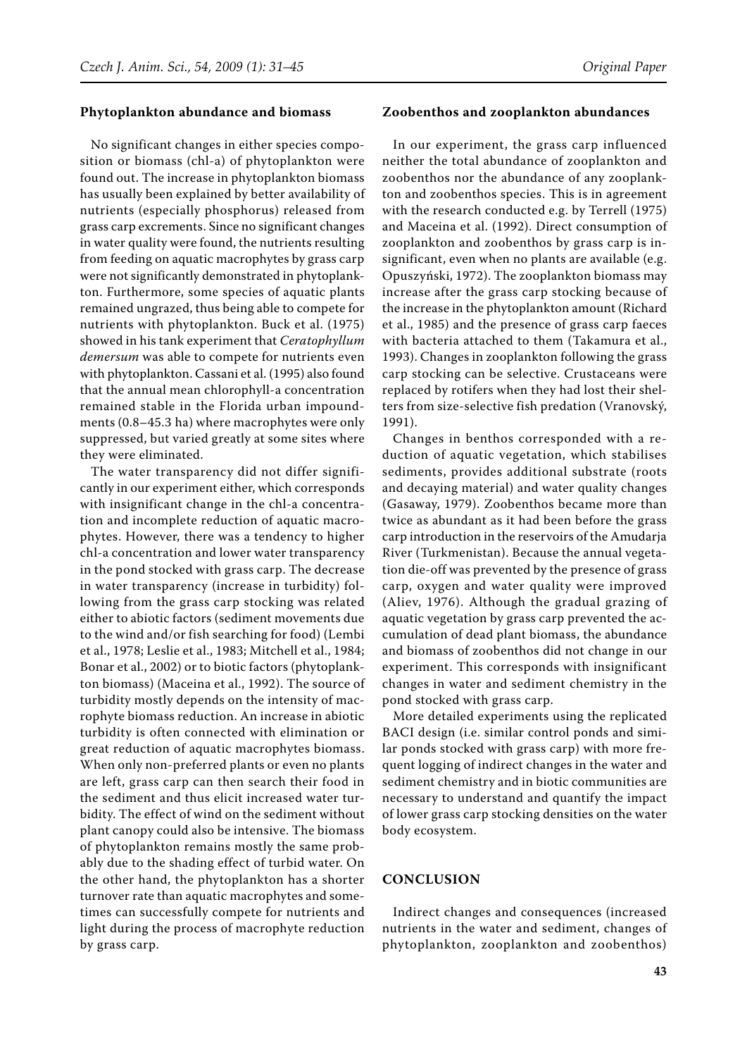### Phytoplankton abundance and biomass

No significant changes in either species composition or biomass (chl-a) of phytoplankton were found out. The increase in phytoplankton biomass has usually been explained by better availability of nutrients (especially phosphorus) released from grass carp excrements. Since no significant changes in water quality were found, the nutrients resulting from feeding on aquatic macrophytes by grass carp were not significantly demonstrated in phytoplankton. Furthermore, some species of aquatic plants remained ungrazed, thus being able to compete for nutrients with phytoplankton. Buck et al. (1975) showed in his tank experiment that *Ceratophyllum demersum* was able to compete for nutrients even with phytoplankton. Cassani et al. (1995) also found that the annual mean chlorophyll-a concentration remained stable in the Florida urban impoundments (0.8–45.3 ha) where macrophytes were only suppressed, but varied greatly at some sites where they were eliminated.

The water transparency did not differ significantly in our experiment either, which corresponds with insignificant change in the chl-a concentration and incomplete reduction of aquatic macrophytes. However, there was a tendency to higher chl-a concentration and lower water transparency in the pond stocked with grass carp. The decrease in water transparency (increase in turbidity) following from the grass carp stocking was related either to abiotic factors (sediment movements due to the wind and/or fish searching for food) (Lembi et al., 1978; Leslie et al., 1983; Mitchell et al., 1984; Bonar et al., 2002) or to biotic factors (phytoplankton biomass) (Maceina et al., 1992). The source of turbidity mostly depends on the intensity of macrophyte biomass reduction. An increase in abiotic turbidity is often connected with elimination or great reduction of aquatic macrophytes biomass. When only non-preferred plants or even no plants are left, grass carp can then search their food in the sediment and thus elicit increased water turbidity. The effect of wind on the sediment without plant canopy could also be intensive. The biomass of phytoplankton remains mostly the same probably due to the shading effect of turbid water. On the other hand, the phytoplankton has a shorter turnover rate than aquatic macrophytes and sometimes can successfully compete for nutrients and light during the process of macrophyte reduction by grass carp.

### Zoobenthos and zooplankton abundances

In our experiment, the grass carp influenced neither the total abundance of zooplankton and zoobenthos nor the abundance of any zooplankton and zoobenthos species. This is in agreement with the research conducted e.g. by Terrell (1975) and Maceina et al. (1992). Direct consumption of zooplankton and zoobenthos by grass carp is insignificant, even when no plants are available (e.g. Opuszyński, 1972). The zooplankton biomass may increase after the grass carp stocking because of the increase in the phytoplankton amount (Richard et al., 1985) and the presence of grass carp faeces with bacteria attached to them (Takamura et al., 1993). Changes in zooplankton following the grass carp stocking can be selective. Crustaceans were replaced by rotifers when they had lost their shelters from size-selective fish predation (Vranovský, 1991).

Changes in benthos corresponded with a reduction of aquatic vegetation, which stabilises sediments, provides additional substrate (roots and decaying material) and water quality changes (Gasaway, 1979). Zoobenthos became more than twice as abundant as it had been before the grass carp introduction in the reservoirs of the Amudarja River (Turkmenistan). Because the annual vegetation die-off was prevented by the presence of grass carp, oxygen and water quality were improved (Aliev, 1976). Although the gradual grazing of aquatic vegetation by grass carp prevented the accumulation of dead plant biomass, the abundance and biomass of zoobenthos did not change in our experiment. This corresponds with insignificant changes in water and sediment chemistry in the pond stocked with grass carp.

More detailed experiments using the replicated BACI design (i.e. similar control ponds and similar ponds stocked with grass carp) with more frequent logging of indirect changes in the water and sediment chemistry and in biotic communities are necessary to understand and quantify the impact of lower grass carp stocking densities on the water body ecosystem.

## CONCLUSION

Indirect changes and consequences (increased nutrients in the water and sediment, changes of phytoplankton, zooplankton and zoobenthos)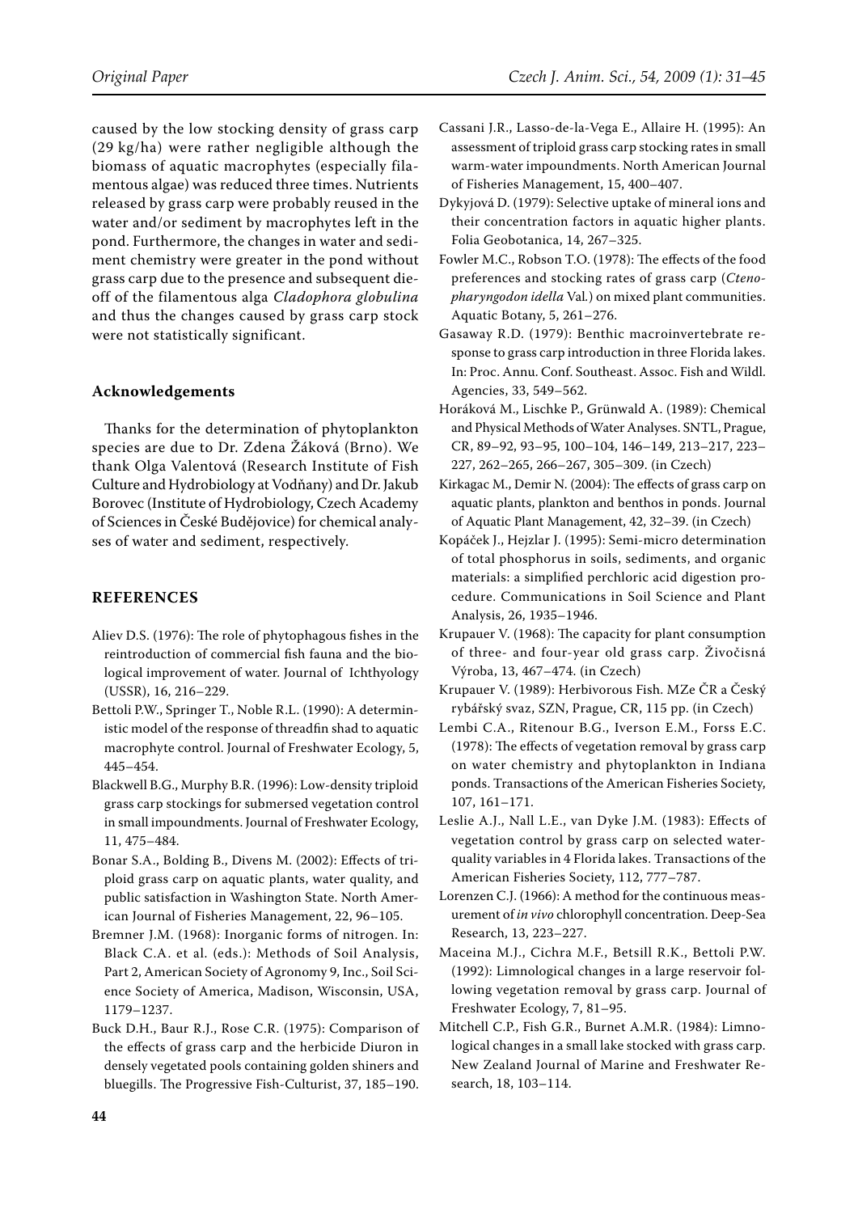caused by the low stocking density of grass carp (29 kg/ha) were rather negligible although the biomass of aquatic macrophytes (especially filamentous algae) was reduced three times. Nutrients released by grass carp were probably reused in the water and/or sediment by macrophytes left in the pond. Furthermore, the changes in water and sediment chemistry were greater in the pond without grass carp due to the presence and subsequent die-off of the filamentous alga *Cladophora globulina* and thus the changes caused by grass carp stock were not statistically significant.

## Acknowledgements

Thanks for the determination of phytoplankton species are due to Dr. Zdena Žáková (Brno). We thank Olga Valentová (Research Institute of Fish Culture and Hydrobiology at Vodňany) and Dr. Jakub Borovec (Institute of Hydrobiology, Czech Academy of Sciences in České Budějovice) for chemical analyses of water and sediment, respectively.

## REFERENCES

Aliev D.S. (1976): The role of phytophagous fishes in the reintroduction of commercial fish fauna and the biological improvement of water. Journal of Ichthyology (USSR), 16, 216–229.

Bettoli P.W., Springer T., Noble R.L. (1990): A deterministic model of the response of threadfin shad to aquatic macrophyte control. Journal of Freshwater Ecology, 5, 445–454.

Blackwell B.G., Murphy B.R. (1996): Low-density triploid grass carp stockings for submersed vegetation control in small impoundments. Journal of Freshwater Ecology, 11, 475–484.

Bonar S.A., Bolding B., Divens M. (2002): Effects of triploid grass carp on aquatic plants, water quality, and public satisfaction in Washington State. North American Journal of Fisheries Management, 22, 96–105.

Bremner J.M. (1968): Inorganic forms of nitrogen. In: Black C.A. et al. (eds.): Methods of Soil Analysis, Part 2, American Society of Agronomy 9, Inc., Soil Science Society of America, Madison, Wisconsin, USA, 1179–1237.

Buck D.H., Baur R.J., Rose C.R. (1975): Comparison of the effects of grass carp and the herbicide Diuron in densely vegetated pools containing golden shiners and bluegills. The Progressive Fish-Culturist, 37, 185–190.

Cassani J.R., Lasso-de-la-Vega E., Allaire H. (1995): An assessment of triploid grass carp stocking rates in small warm-water impoundments. North American Journal of Fisheries Management, 15, 400–407.

Dykyjová D. (1979): Selective uptake of mineral ions and their concentration factors in aquatic higher plants. Folia Geobotanica, 14, 267–325.

Fowler M.C., Robson T.O. (1978): The effects of the food preferences and stocking rates of grass carp (*Ctenopharyngodon idella* Val.) on mixed plant communities. Aquatic Botany, 5, 261–276.

Gasaway R.D. (1979): Benthic macroinvertebrate response to grass carp introduction in three Florida lakes. In: Proc. Annu. Conf. Southeast. Assoc. Fish and Wildl. Agencies, 33, 549–562.

Horáková M., Lischke P., Grünwald A. (1989): Chemical and Physical Methods of Water Analyses. SNTL, Prague, CR, 89–92, 93–95, 100–104, 146–149, 213–217, 223–227, 262–265, 266–267, 305–309. (in Czech)

Kirkagac M., Demir N. (2004): The effects of grass carp on aquatic plants, plankton and benthos in ponds. Journal of Aquatic Plant Management, 42, 32–39. (in Czech)

Kopáček J., Hejzlar J. (1995): Semi-micro determination of total phosphorus in soils, sediments, and organic materials: a simplified perchloric acid digestion procedure. Communications in Soil Science and Plant Analysis, 26, 1935–1946.

Krupauer V. (1968): The capacity for plant consumption of three- and four-year old grass carp. Živočisná Výroba, 13, 467–474. (in Czech)

Krupauer V. (1989): Herbivorous Fish. MZe ČR a Český rybářský svaz, SZN, Prague, CR, 115 pp. (in Czech)

Lembi C.A., Ritenour B.G., Iverson E.M., Forss E.C. (1978): The effects of vegetation removal by grass carp on water chemistry and phytoplankton in Indiana ponds. Transactions of the American Fisheries Society, 107, 161–171.

Leslie A.J., Nall L.E., van Dyke J.M. (1983): Effects of vegetation control by grass carp on selected water-quality variables in 4 Florida lakes. Transactions of the American Fisheries Society, 112, 777–787.

Lorenzen C.J. (1966): A method for the continuous measurement of *in vivo* chlorophyll concentration. Deep-Sea Research, 13, 223–227.

Maceina M.J., Cichra M.F., Betsill R.K., Bettoli P.W. (1992): Limnological changes in a large reservoir following vegetation removal by grass carp. Journal of Freshwater Ecology, 7, 81–95.

Mitchell C.P., Fish G.R., Burnet A.M.R. (1984): Limnological changes in a small lake stocked with grass carp. New Zealand Journal of Marine and Freshwater Research, 18, 103–114.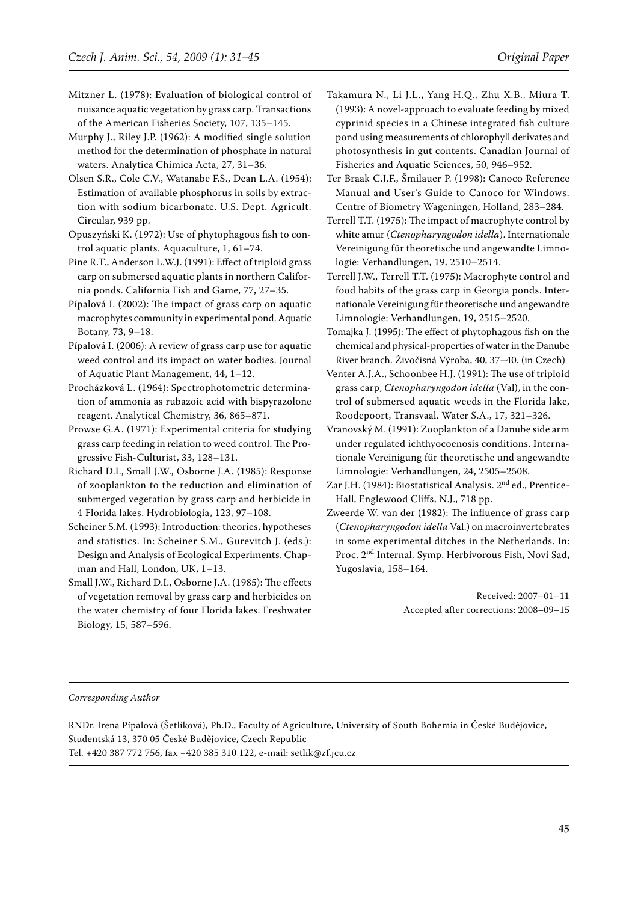Mitzner L. (1978): Evaluation of biological control of nuisance aquatic vegetation by grass carp. Transactions of the American Fisheries Society, 107, 135–145.

Murphy J., Riley J.P. (1962): A modified single solution method for the determination of phosphate in natural waters. Analytica Chimica Acta, 27, 31–36.

Olsen S.R., Cole C.V., Watanabe F.S., Dean L.A. (1954): Estimation of available phosphorus in soils by extraction with sodium bicarbonate. U.S. Dept. Agricult. Circular, 939 pp.

Opuszyński K. (1972): Use of phytophagous fish to control aquatic plants. Aquaculture, 1, 61–74.

Pine R.T., Anderson L.W.J. (1991): Effect of triploid grass carp on submersed aquatic plants in northern California ponds. California Fish and Game, 77, 27–35.

Pípalová I. (2002): The impact of grass carp on aquatic macrophytes community in experimental pond. Aquatic Botany, 73, 9–18.

Pípalová I. (2006): A review of grass carp use for aquatic weed control and its impact on water bodies. Journal of Aquatic Plant Management, 44, 1–12.

Procházková L. (1964): Spectrophotometric determination of ammonia as rubazoic acid with bispyrazolone reagent. Analytical Chemistry, 36, 865–871.

Prowse G.A. (1971): Experimental criteria for studying grass carp feeding in relation to weed control. The Progressive Fish-Culturist, 33, 128–131.

Richard D.I., Small J.W., Osborne J.A. (1985): Response of zooplankton to the reduction and elimination of submerged vegetation by grass carp and herbicide in 4 Florida lakes. Hydrobiologia, 123, 97–108.

Scheiner S.M. (1993): Introduction: theories, hypotheses and statistics. In: Scheiner S.M., Gurevitch J. (eds.): Design and Analysis of Ecological Experiments. Chapman and Hall, London, UK, 1–13.

Small J.W., Richard D.I., Osborne J.A. (1985): The effects of vegetation removal by grass carp and herbicides on the water chemistry of four Florida lakes. Freshwater Biology, 15, 587–596.

Takamura N., Li J.L., Yang H.Q., Zhu X.B., Miura T. (1993): A novel-approach to evaluate feeding by mixed cyprinid species in a Chinese integrated fish culture pond using measurements of chlorophyll derivates and photosynthesis in gut contents. Canadian Journal of Fisheries and Aquatic Sciences, 50, 946–952.

Ter Braak C.J.F., Šmilauer P. (1998): Canoco Reference Manual and User's Guide to Canoco for Windows. Centre of Biometry Wageningen, Holland, 283–284.

Terrell T.T. (1975): The impact of macrophyte control by white amur (*Ctenopharyngodon idella*). Internationale Vereinigung für theoretische und angewandte Limnologie: Verhandlungen, 19, 2510–2514.

Terrell J.W., Terrell T.T. (1975): Macrophyte control and food habits of the grass carp in Georgia ponds. Internationale Vereinigung für theoretische und angewandte Limnologie: Verhandlungen, 19, 2515–2520.

Tomajka J. (1995): The effect of phytophagous fish on the chemical and physical-properties of water in the Danube River branch. Živočisná Výroba, 40, 37–40. (in Czech)

Venter A.J.A., Schoonbee H.J. (1991): The use of triploid grass carp, *Ctenopharyngodon idella* (Val), in the control of submersed aquatic weeds in the Florida lake, Roodepoort, Transvaal. Water S.A., 17, 321–326.

Vranovský M. (1991): Zooplankton of a Danube side arm under regulated ichthyocoenosis conditions. Internationale Vereinigung für theoretische und angewandte Limnologie: Verhandlungen, 24, 2505–2508.

Zar J.H. (1984): Biostatistical Analysis. 2nd ed., Prentice-Hall, Englewood Cliffs, N.J., 718 pp.

Zweerde W. van der (1982): The influence of grass carp (*Ctenopharyngodon idella* Val.) on macroinvertebrates in some experimental ditches in the Netherlands. In: Proc. 2nd Internal. Symp. Herbivorous Fish, Novi Sad, Yugoslavia, 158–164.

Received: 2007–01–11
Accepted after corrections: 2008–09–15

---

*Corresponding Author*

RNDr. Irena Pípalová (Šetlíková), Ph.D., Faculty of Agriculture, University of South Bohemia in České Budějovice, Studentská 13, 370 05 České Budějovice, Czech Republic
Tel. +420 387 772 756, fax +420 385 310 122, e-mail: setlik@zf.jcu.cz